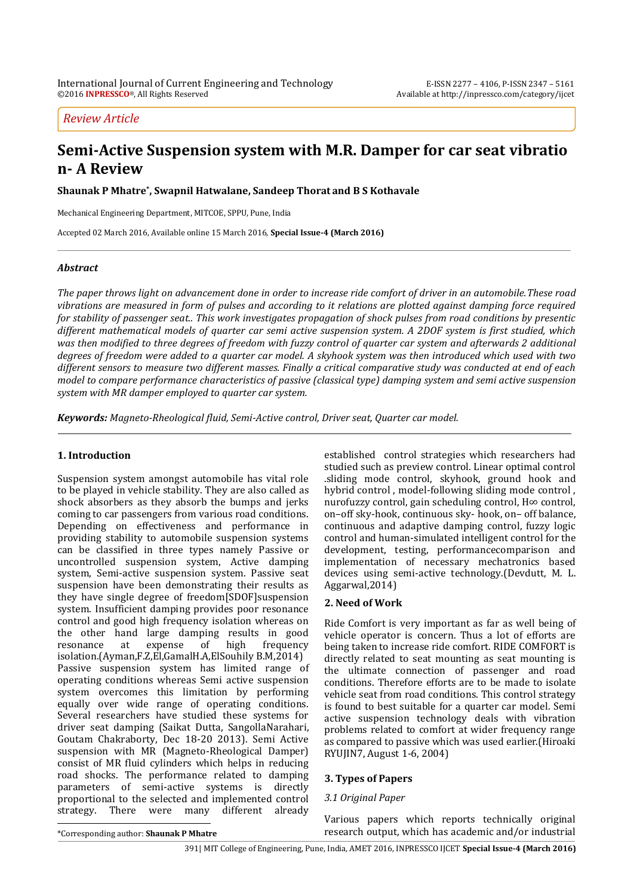Review Article

# Semi-Active Suspension system with M.R. Damper for car seat vibration- A Review

**Shaunak P Mhatre[*], Swapnil Hatwalane, Sandeep Thorat and B S Kothavale**

Mechanical Engineering Department, MITCOE, SPPU, Pune, India

Accepted 02 March 2016, Available online 15 March 2016, **Special Issue-4 (March 2016)**

## Abstract

*The paper throws light on advancement done in order to increase ride comfort of driver in an automobile.These road vibrations are measured in form of pulses and according to it relations are plotted against damping force required for stability of passenger seat.. This work investigates propagation of shock pulses from road conditions by presentic different mathematical models of quarter car semi active suspension system. A 2DOF system is first studied, which was then modified to three degrees of freedom with fuzzy control of quarter car system and afterwards 2 additional degrees of freedom were added to a quarter car model. A skyhook system was then introduced which used with two different sensors to measure two different masses. Finally a critical comparative study was conducted at end of each model to compare performance characteristics of passive (classical type) damping system and semi active suspension system with MR damper employed to quarter car system.*

***Keywords:*** *Magneto-Rheological fluid, Semi-Active control, Driver seat, Quarter car model.*

## 1. Introduction

Suspension system amongst automobile has vital role to be played in vehicle stability. They are also called as shock absorbers as they absorb the bumps and jerks coming to car passengers from various road conditions. Depending on effectiveness and performance in providing stability to automobile suspension systems can be classified in three types namely Passive or uncontrolled suspension system, Active damping system, Semi-active suspension system. Passive seat suspension have been demonstrating their results as they have single degree of freedom[SDOF]suspension system. Insufficient damping provides poor resonance control and good high frequency isolation whereas on the other hand large damping results in good resonance at expense of high frequency isolation.(Ayman,F.Z,El,GamalH.A,ElSouhily B.M,2014) Passive suspension system has limited range of operating conditions whereas Semi active suspension system overcomes this limitation by performing equally over wide range of operating conditions. Several researchers have studied these systems for driver seat damping (Saikat Dutta, SangollaNarahari, Goutam Chakraborty, Dec 18-20 2013). Semi Active suspension with MR (Magneto-Rheological Damper) consist of MR fluid cylinders which helps in reducing road shocks. The performance related to damping parameters of semi-active systems is directly proportional to the selected and implemented control strategy. There were many different already established control strategies which researchers had studied such as preview control. Linear optimal control .sliding mode control, skyhook, ground hook and hybrid control , model-following sliding mode control , nurofuzzy control, gain scheduling control, H∞ control, on–off sky-hook, continuous sky- hook, on– off balance, continuous and adaptive damping control, fuzzy logic control and human-simulated intelligent control for the development, testing, performancecomparison and implementation of necessary mechatronics based devices using semi-active technology.(Devdutt, M. L. Aggarwal,2014)

## 2. Need of Work

Ride Comfort is very important as far as well being of vehicle operator is concern. Thus a lot of efforts are being taken to increase ride comfort. RIDE COMFORT is directly related to seat mounting as seat mounting is the ultimate connection of passenger and road conditions. Therefore efforts are to be made to isolate vehicle seat from road conditions. This control strategy is found to best suitable for a quarter car model. Semi active suspension technology deals with vibration problems related to comfort at wider frequency range as compared to passive which was used earlier.(Hiroaki RYUJIN7, August 1-6, 2004)

## 3. Types of Papers

### 3.1 Original Paper

Various papers which reports technically original research output, which has academic and/or industrial

*Corresponding author: **Shaunak P Mhatre**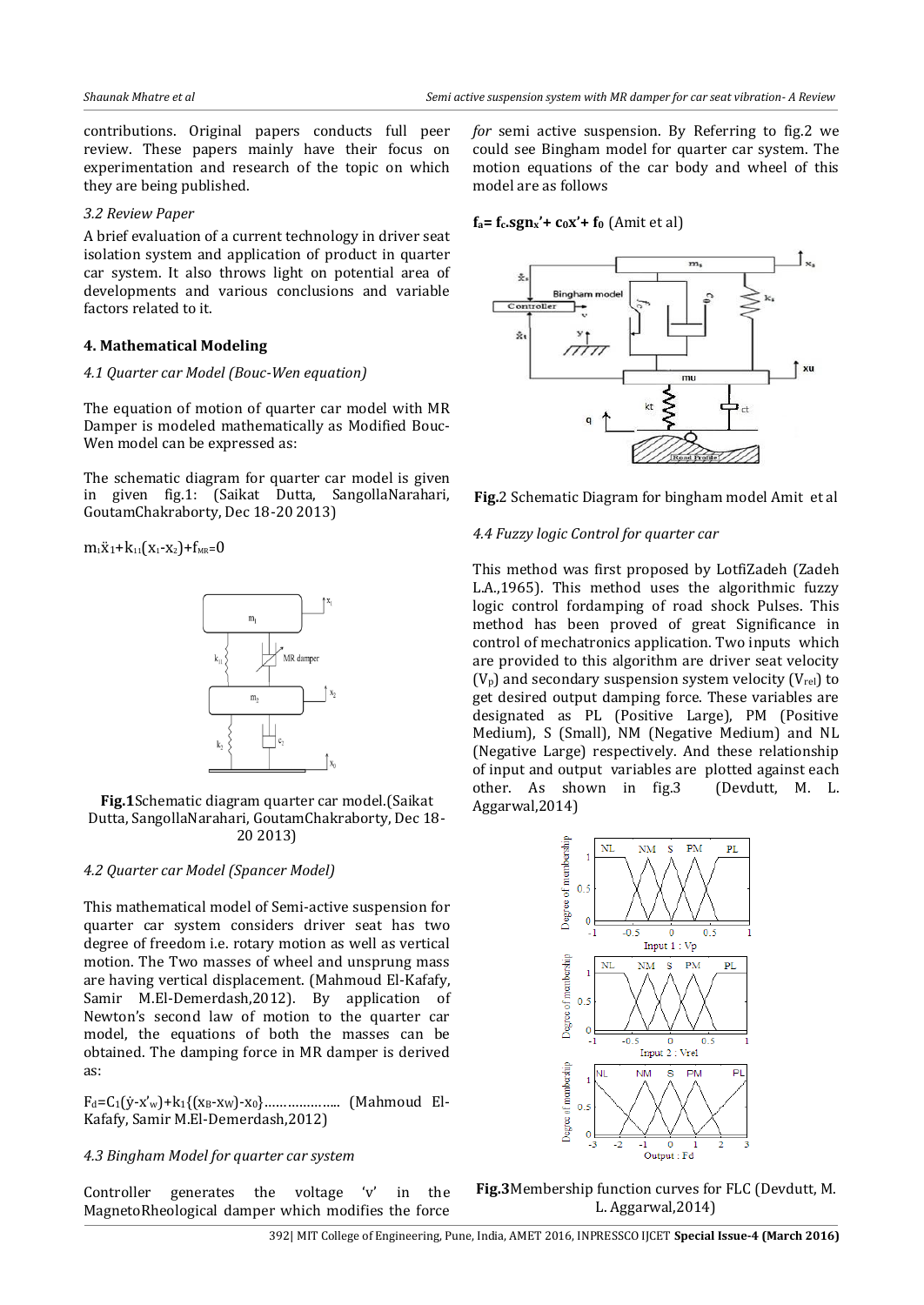contributions. Original papers conducts full peer review. These papers mainly have their focus on experimentation and research of the topic on which they are being published.

*3.2 Review Paper*

A brief evaluation of a current technology in driver seat isolation system and application of product in quarter car system. It also throws light on potential area of developments and various conclusions and variable factors related to it.

## 4. Mathematical Modeling

*4.1 Quarter car Model (Bouc-Wen equation)*

The equation of motion of quarter car model with MR Damper is modeled mathematically as Modified Bouc-Wen model can be expressed as:

The schematic diagram for quarter car model is given in given fig.1: (Saikat Dutta, SangollaNarahari, GoutamChakraborty, Dec 18-20 2013)

$m_1\ddot{x}_1+k_{11}(x_1-x_2)+f_{MR}=0$

**Fig.1**Schematic diagram quarter car model.(Saikat Dutta, SangollaNarahari, GoutamChakraborty, Dec 18-20 2013)

*4.2 Quarter car Model (Spancer Model)*

This mathematical model of Semi-active suspension for quarter car system considers driver seat has two degree of freedom i.e. rotary motion as well as vertical motion. The Two masses of wheel and unsprung mass are having vertical displacement. (Mahmoud El-Kafafy, Samir M.El-Demerdash,2012). By application of Newton's second law of motion to the quarter car model, the equations of both the masses can be obtained. The damping force in MR damper is derived as:

$F_d=C_1(\dot{y}-x'_w)+k_1\{(x_B-x_W)-x_0\}$……………….. (Mahmoud El-Kafafy, Samir M.El-Demerdash,2012)

*4.3 Bingham Model for quarter car system*

Controller generates the voltage 'v' in the MagnetoRheological damper which modifies the force *for* semi active suspension. By Referring to fig.2 we could see Bingham model for quarter car system. The motion equations of the car body and wheel of this model are as follows

$\mathbf{f_a= f_c.sgn_{x}'+ c_0x'+ f_0}$ (Amit et al)

**Fig.**2 Schematic Diagram for bingham model Amit et al

*4.4 Fuzzy logic Control for quarter car*

This method was first proposed by LotfiZadeh (Zadeh L.A.,1965). This method uses the algorithmic fuzzy logic control fordamping of road shock Pulses. This method has been proved of great Significance in control of mechatronics application. Two inputs which are provided to this algorithm are driver seat velocity ($V_p$) and secondary suspension system velocity ($V_{rel}$) to get desired output damping force. These variables are designated as PL (Positive Large), PM (Positive Medium), S (Small), NM (Negative Medium) and NL (Negative Large) respectively. And these relationship of input and output variables are plotted against each other. As shown in fig.3 (Devdutt, M. L. Aggarwal,2014)

**Fig.3**Membership function curves for FLC (Devdutt, M. L. Aggarwal,2014)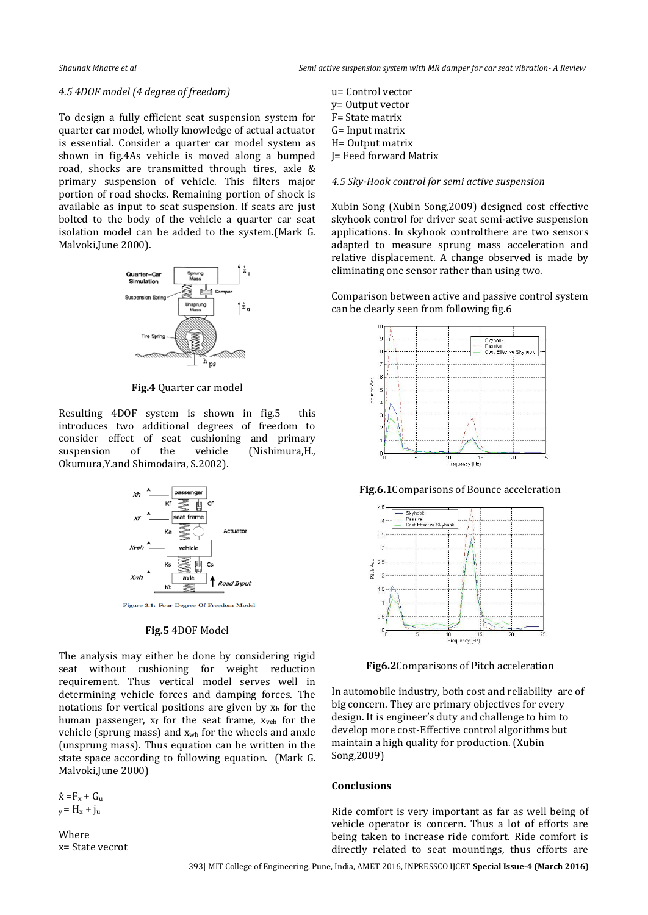### 4.5 4DOF model (4 degree of freedom)

To design a fully efficient seat suspension system for quarter car model, wholly knowledge of actual actuator is essential. Consider a quarter car model system as shown in fig.4As vehicle is moved along a bumped road, shocks are transmitted through tires, axle & primary suspension of vehicle. This filters major portion of road shocks. Remaining portion of shock is available as input to seat suspension. If seats are just bolted to the body of the vehicle a quarter car seat isolation model can be added to the system.(Mark G. Malvoki,June 2000).

**Fig.4** Quarter car model

Resulting 4DOF system is shown in fig.5 this introduces two additional degrees of freedom to consider effect of seat cushioning and primary suspension of the vehicle (Nishimura,H., Okumura,Y.and Shimodaira, S.2002).

**Fig.5** 4DOF Model

The analysis may either be done by considering rigid seat without cushioning for weight reduction requirement. Thus vertical model serves well in determining vehicle forces and damping forces. The notations for vertical positions are given by $x_h$ for the human passenger, $x_f$ for the seat frame, $x_{veh}$ for the vehicle (sprung mass) and $x_{wh}$ for the wheels and anxle (unsprung mass). Thus equation can be written in the state space according to following equation. (Mark G. Malvoki,June 2000)

$$\dot{x} = F_x + G_u$$
$$y = H_x + j_u$$

Where
x= State vecrot
u= Control vector
y= Output vector
F= State matrix
G= Input matrix
H= Output matrix
J= Feed forward Matrix

### 4.5 Sky-Hook control for semi active suspension

Xubin Song (Xubin Song,2009) designed cost effective skyhook control for driver seat semi-active suspension applications. In skyhook controlthere are two sensors adapted to measure sprung mass acceleration and relative displacement. A change observed is made by eliminating one sensor rather than using two.

Comparison between active and passive control system can be clearly seen from following fig.6

**Fig.6.1**Comparisons of Bounce acceleration

**Fig6.2**Comparisons of Pitch acceleration

In automobile industry, both cost and reliability are of big concern. They are primary objectives for every design. It is engineer's duty and challenge to him to develop more cost-Effective control algorithms but maintain a high quality for production. (Xubin Song,2009)

## Conclusions

Ride comfort is very important as far as well being of vehicle operator is concern. Thus a lot of efforts are being taken to increase ride comfort. Ride comfort is directly related to seat mountings, thus efforts are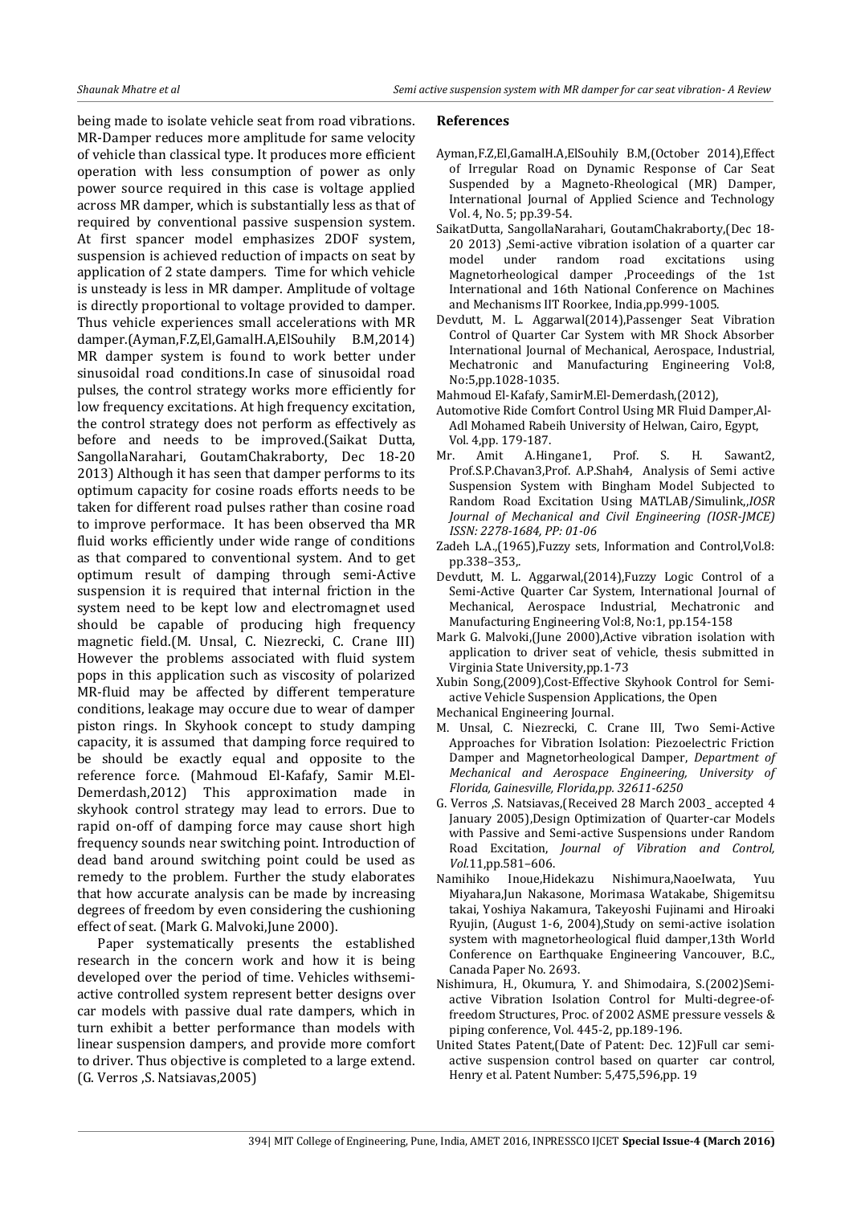being made to isolate vehicle seat from road vibrations. MR-Damper reduces more amplitude for same velocity of vehicle than classical type. It produces more efficient operation with less consumption of power as only power source required in this case is voltage applied across MR damper, which is substantially less as that of required by conventional passive suspension system. At first spancer model emphasizes 2DOF system, suspension is achieved reduction of impacts on seat by application of 2 state dampers. Time for which vehicle is unsteady is less in MR damper. Amplitude of voltage is directly proportional to voltage provided to damper. Thus vehicle experiences small accelerations with MR damper.(Ayman,F.Z,El,GamalH.A,ElSouhily B.M,2014) MR damper system is found to work better under sinusoidal road conditions.In case of sinusoidal road pulses, the control strategy works more efficiently for low frequency excitations. At high frequency excitation, the control strategy does not perform as effectively as before and needs to be improved.(Saikat Dutta, SangollaNarahari, GoutamChakraborty, Dec 18-20 2013) Although it has seen that damper performs to its optimum capacity for cosine roads efforts needs to be taken for different road pulses rather than cosine road to improve performace. It has been observed tha MR fluid works efficiently under wide range of conditions as that compared to conventional system. And to get optimum result of damping through semi-Active suspension it is required that internal friction in the system need to be kept low and electromagnet used should be capable of producing high frequency magnetic field.(M. Unsal, C. Niezrecki, C. Crane III) However the problems associated with fluid system pops in this application such as viscosity of polarized MR-fluid may be affected by different temperature conditions, leakage may occure due to wear of damper piston rings. In Skyhook concept to study damping capacity, it is assumed that damping force required to be should be exactly equal and opposite to the reference force. (Mahmoud El-Kafafy, Samir M.El-Demerdash,2012) This approximation made in skyhook control strategy may lead to errors. Due to rapid on-off of damping force may cause short high frequency sounds near switching point. Introduction of dead band around switching point could be used as remedy to the problem. Further the study elaborates that how accurate analysis can be made by increasing degrees of freedom by even considering the cushioning effect of seat. (Mark G. Malvoki,June 2000).

Paper systematically presents the established research in the concern work and how it is being developed over the period of time. Vehicles withsemi-active controlled system represent better designs over car models with passive dual rate dampers, which in turn exhibit a better performance than models with linear suspension dampers, and provide more comfort to driver. Thus objective is completed to a large extend. (G. Verros ,S. Natsiavas,2005)

## References

Ayman,F.Z,El,GamalH.A,ElSouhily B.M,(October 2014),Effect of Irregular Road on Dynamic Response of Car Seat Suspended by a Magneto-Rheological (MR) Damper, International Journal of Applied Science and Technology Vol. 4, No. 5; pp.39-54.

SaikatDutta, SangollaNarahari, GoutamChakraborty,(Dec 18-20 2013) ,Semi-active vibration isolation of a quarter car model under random road excitations using Magnetorheological damper ,Proceedings of the 1st International and 16th National Conference on Machines and Mechanisms IIT Roorkee, India,pp.999-1005.

Devdutt, M. L. Aggarwal(2014),Passenger Seat Vibration Control of Quarter Car System with MR Shock Absorber International Journal of Mechanical, Aerospace, Industrial, Mechatronic and Manufacturing Engineering Vol:8, No:5,pp.1028-1035.

Mahmoud El-Kafafy, SamirM.El-Demerdash,(2012),

Automotive Ride Comfort Control Using MR Fluid Damper,Al-Adl Mohamed Rabeih University of Helwan, Cairo, Egypt, Vol. 4,pp. 179-187.

Mr. Amit A.Hingane1, Prof. S. H. Sawant2, Prof.S.P.Chavan3,Prof. A.P.Shah4, Analysis of Semi active Suspension System with Bingham Model Subjected to Random Road Excitation Using MATLAB/Simulink,,*IOSR Journal of Mechanical and Civil Engineering (IOSR-JMCE) ISSN: 2278-1684, PP: 01-06*

Zadeh L.A.,(1965),Fuzzy sets, Information and Control,Vol.8: pp.338–353,.

Devdutt, M. L. Aggarwal,(2014),Fuzzy Logic Control of a Semi-Active Quarter Car System, International Journal of Mechanical, Aerospace Industrial, Mechatronic and Manufacturing Engineering Vol:8, No:1, pp.154-158

Mark G. Malvoki,(June 2000),Active vibration isolation with application to driver seat of vehicle, thesis submitted in Virginia State University,pp.1-73

Xubin Song,(2009),Cost-Effective Skyhook Control for Semi-active Vehicle Suspension Applications, the Open

Mechanical Engineering Journal.

M. Unsal, C. Niezrecki, C. Crane III, Two Semi-Active Approaches for Vibration Isolation: Piezoelectric Friction Damper and Magnetorheological Damper, *Department of Mechanical and Aerospace Engineering, University of Florida, Gainesville, Florida,pp. 32611-6250*

G. Verros ,S. Natsiavas,(Received 28 March 2003\_ accepted 4 January 2005),Design Optimization of Quarter-car Models with Passive and Semi-active Suspensions under Random Road Excitation, *Journal of Vibration and Control, Vol.*11,pp.581–606.

Namihiko Inoue,Hidekazu Nishimura,NaoeIwata, Yuu Miyahara,Jun Nakasone, Morimasa Watakabe, Shigemitsu takai, Yoshiya Nakamura, Takeyoshi Fujinami and Hiroaki Ryujin, (August 1-6, 2004),Study on semi-active isolation system with magnetorheological fluid damper,13th World Conference on Earthquake Engineering Vancouver, B.C., Canada Paper No. 2693.

Nishimura, H., Okumura, Y. and Shimodaira, S.(2002)Semi-active Vibration Isolation Control for Multi-degree-of-freedom Structures, Proc. of 2002 ASME pressure vessels & piping conference, Vol. 445-2, pp.189-196.

United States Patent,(Date of Patent: Dec. 12)Full car semi-active suspension control based on quarter car control, Henry et al. Patent Number: 5,475,596,pp. 19